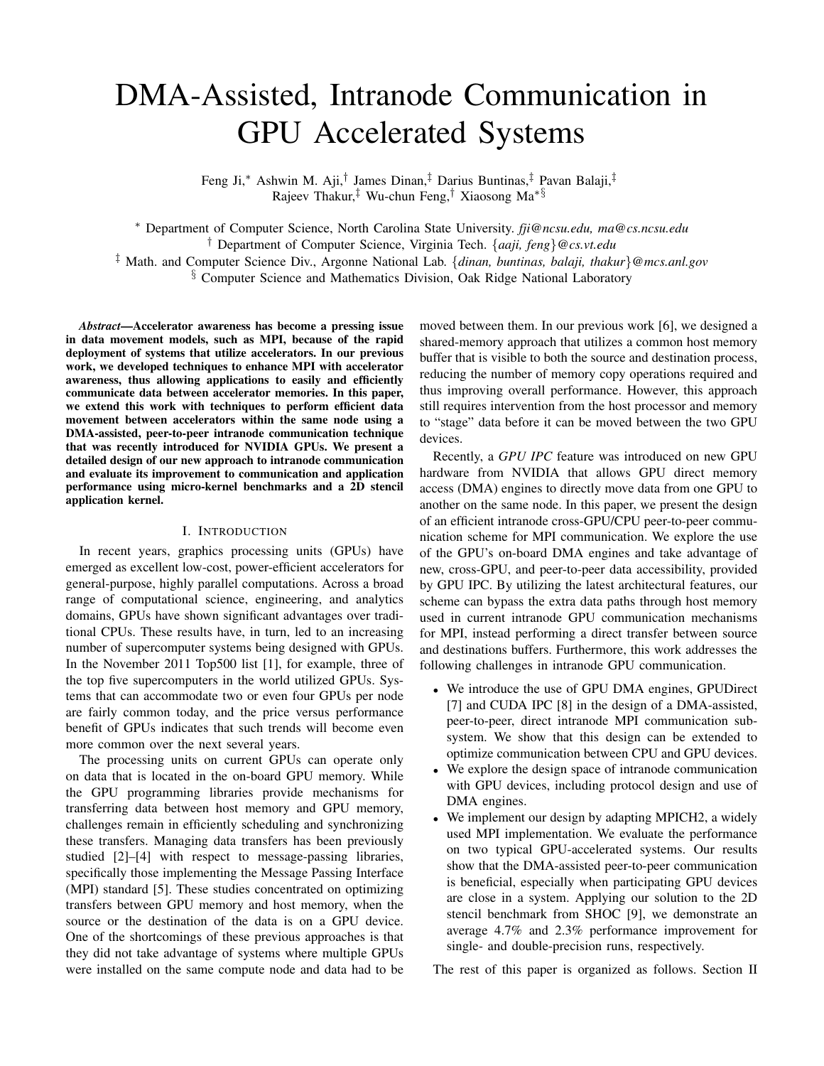# DMA-Assisted, Intranode Communication in GPU Accelerated Systems

Feng Ji,* Ashwin M. Aji,† James Dinan,‡ Darius Buntinas,‡ Pavan Balaji,‡ Rajeev Thakur,‡ Wu-chun Feng,† Xiaosong Ma*§

* Department of Computer Science, North Carolina State University. *fji@ncsu.edu, ma@cs.ncsu.edu*

† Department of Computer Science, Virginia Tech. {*aaji, feng*}*@cs.vt.edu*

‡ Math. and Computer Science Div., Argonne National Lab. {*dinan, buntinas, balaji, thakur*}*@mcs.anl.gov*

§ Computer Science and Mathematics Division, Oak Ridge National Laboratory

***Abstract*—Accelerator awareness has become a pressing issue in data movement models, such as MPI, because of the rapid deployment of systems that utilize accelerators. In our previous work, we developed techniques to enhance MPI with accelerator awareness, thus allowing applications to easily and efficiently communicate data between accelerator memories. In this paper, we extend this work with techniques to perform efficient data movement between accelerators within the same node using a DMA-assisted, peer-to-peer intranode communication technique that was recently introduced for NVIDIA GPUs. We present a detailed design of our new approach to intranode communication and evaluate its improvement to communication and application performance using micro-kernel benchmarks and a 2D stencil application kernel.**

## I. Introduction

In recent years, graphics processing units (GPUs) have emerged as excellent low-cost, power-efficient accelerators for general-purpose, highly parallel computations. Across a broad range of computational science, engineering, and analytics domains, GPUs have shown significant advantages over traditional CPUs. These results have, in turn, led to an increasing number of supercomputer systems being designed with GPUs. In the November 2011 Top500 list [1], for example, three of the top five supercomputers in the world utilized GPUs. Systems that can accommodate two or even four GPUs per node are fairly common today, and the price versus performance benefit of GPUs indicates that such trends will become even more common over the next several years.

The processing units on current GPUs can operate only on data that is located in the on-board GPU memory. While the GPU programming libraries provide mechanisms for transferring data between host memory and GPU memory, challenges remain in efficiently scheduling and synchronizing these transfers. Managing data transfers has been previously studied [2]–[4] with respect to message-passing libraries, specifically those implementing the Message Passing Interface (MPI) standard [5]. These studies concentrated on optimizing transfers between GPU memory and host memory, when the source or the destination of the data is on a GPU device. One of the shortcomings of these previous approaches is that they did not take advantage of systems where multiple GPUs were installed on the same compute node and data had to be moved between them. In our previous work [6], we designed a shared-memory approach that utilizes a common host memory buffer that is visible to both the source and destination process, reducing the number of memory copy operations required and thus improving overall performance. However, this approach still requires intervention from the host processor and memory to "stage" data before it can be moved between the two GPU devices.

Recently, a *GPU IPC* feature was introduced on new GPU hardware from NVIDIA that allows GPU direct memory access (DMA) engines to directly move data from one GPU to another on the same node. In this paper, we present the design of an efficient intranode cross-GPU/CPU peer-to-peer communication scheme for MPI communication. We explore the use of the GPU's on-board DMA engines and take advantage of new, cross-GPU, and peer-to-peer data accessibility, provided by GPU IPC. By utilizing the latest architectural features, our scheme can bypass the extra data paths through host memory used in current intranode GPU communication mechanisms for MPI, instead performing a direct transfer between source and destinations buffers. Furthermore, this work addresses the following challenges in intranode GPU communication.

- We introduce the use of GPU DMA engines, GPUDirect [7] and CUDA IPC [8] in the design of a DMA-assisted, peer-to-peer, direct intranode MPI communication subsystem. We show that this design can be extended to optimize communication between CPU and GPU devices.
- We explore the design space of intranode communication with GPU devices, including protocol design and use of DMA engines.
- We implement our design by adapting MPICH2, a widely used MPI implementation. We evaluate the performance on two typical GPU-accelerated systems. Our results show that the DMA-assisted peer-to-peer communication is beneficial, especially when participating GPU devices are close in a system. Applying our solution to the 2D stencil benchmark from SHOC [9], we demonstrate an average 4.7% and 2.3% performance improvement for single- and double-precision runs, respectively.

The rest of this paper is organized as follows. Section II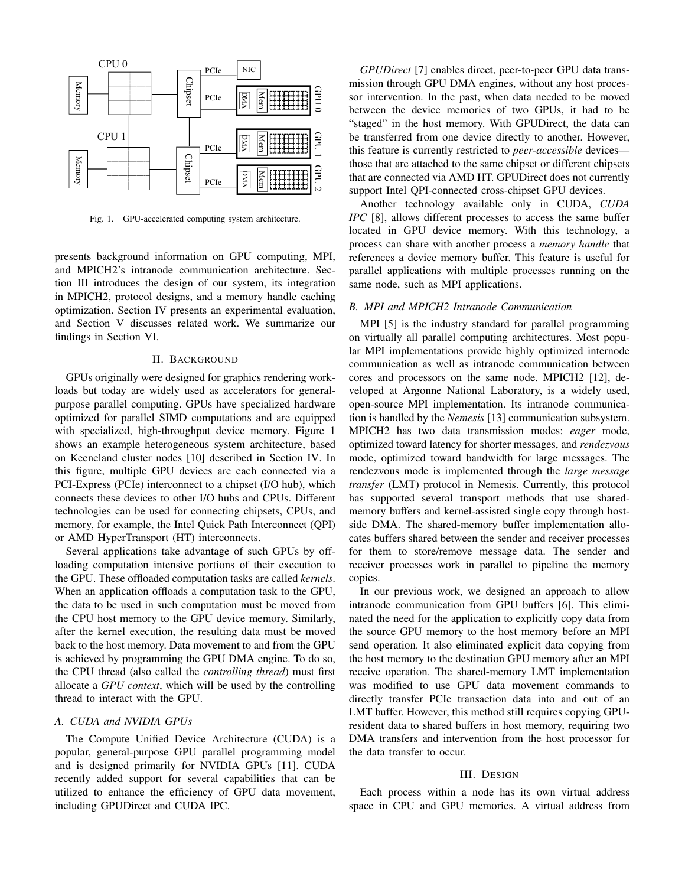Fig. 1. GPU-accelerated computing system architecture.

presents background information on GPU computing, MPI, and MPICH2's intranode communication architecture. Section III introduces the design of our system, its integration in MPICH2, protocol designs, and a memory handle caching optimization. Section IV presents an experimental evaluation, and Section V discusses related work. We summarize our findings in Section VI.

## II. Background

GPUs originally were designed for graphics rendering workloads but today are widely used as accelerators for general-purpose parallel computing. GPUs have specialized hardware optimized for parallel SIMD computations and are equipped with specialized, high-throughput device memory. Figure 1 shows an example heterogeneous system architecture, based on Keeneland cluster nodes [10] described in Section IV. In this figure, multiple GPU devices are each connected via a PCI-Express (PCIe) interconnect to a chipset (I/O hub), which connects these devices to other I/O hubs and CPUs. Different technologies can be used for connecting chipsets, CPUs, and memory, for example, the Intel Quick Path Interconnect (QPI) or AMD HyperTransport (HT) interconnects.

Several applications take advantage of such GPUs by offloading computation intensive portions of their execution to the GPU. These offloaded computation tasks are called *kernels*. When an application offloads a computation task to the GPU, the data to be used in such computation must be moved from the CPU host memory to the GPU device memory. Similarly, after the kernel execution, the resulting data must be moved back to the host memory. Data movement to and from the GPU is achieved by programming the GPU DMA engine. To do so, the CPU thread (also called the *controlling thread*) must first allocate a *GPU context*, which will be used by the controlling thread to interact with the GPU.

### A. CUDA and NVIDIA GPUs

The Compute Unified Device Architecture (CUDA) is a popular, general-purpose GPU parallel programming model and is designed primarily for NVIDIA GPUs [11]. CUDA recently added support for several capabilities that can be utilized to enhance the efficiency of GPU data movement, including GPUDirect and CUDA IPC.

*GPUDirect* [7] enables direct, peer-to-peer GPU data transmission through GPU DMA engines, without any host processor intervention. In the past, when data needed to be moved between the device memories of two GPUs, it had to be "staged" in the host memory. With GPUDirect, the data can be transferred from one device directly to another. However, this feature is currently restricted to *peer-accessible* devices—those that are attached to the same chipset or different chipsets that are connected via AMD HT. GPUDirect does not currently support Intel QPI-connected cross-chipset GPU devices.

Another technology available only in CUDA, *CUDA IPC* [8], allows different processes to access the same buffer located in GPU device memory. With this technology, a process can share with another process a *memory handle* that references a device memory buffer. This feature is useful for parallel applications with multiple processes running on the same node, such as MPI applications.

### B. MPI and MPICH2 Intranode Communication

MPI [5] is the industry standard for parallel programming on virtually all parallel computing architectures. Most popular MPI implementations provide highly optimized internode communication as well as intranode communication between cores and processors on the same node. MPICH2 [12], developed at Argonne National Laboratory, is a widely used, open-source MPI implementation. Its intranode communication is handled by the *Nemesis* [13] communication subsystem. MPICH2 has two data transmission modes: *eager* mode, optimized toward latency for shorter messages, and *rendezvous* mode, optimized toward bandwidth for large messages. The rendezvous mode is implemented through the *large message transfer* (LMT) protocol in Nemesis. Currently, this protocol has supported several transport methods that use shared-memory buffers and kernel-assisted single copy through host-side DMA. The shared-memory buffer implementation allocates buffers shared between the sender and receiver processes for them to store/remove message data. The sender and receiver processes work in parallel to pipeline the memory copies.

In our previous work, we designed an approach to allow intranode communication from GPU buffers [6]. This eliminated the need for the application to explicitly copy data from the source GPU memory to the host memory before an MPI send operation. It also eliminated explicit data copying from the host memory to the destination GPU memory after an MPI receive operation. The shared-memory LMT implementation was modified to use GPU data movement commands to directly transfer PCIe transaction data into and out of an LMT buffer. However, this method still requires copying GPU-resident data to shared buffers in host memory, requiring two DMA transfers and intervention from the host processor for the data transfer to occur.

## III. Design

Each process within a node has its own virtual address space in CPU and GPU memories. A virtual address from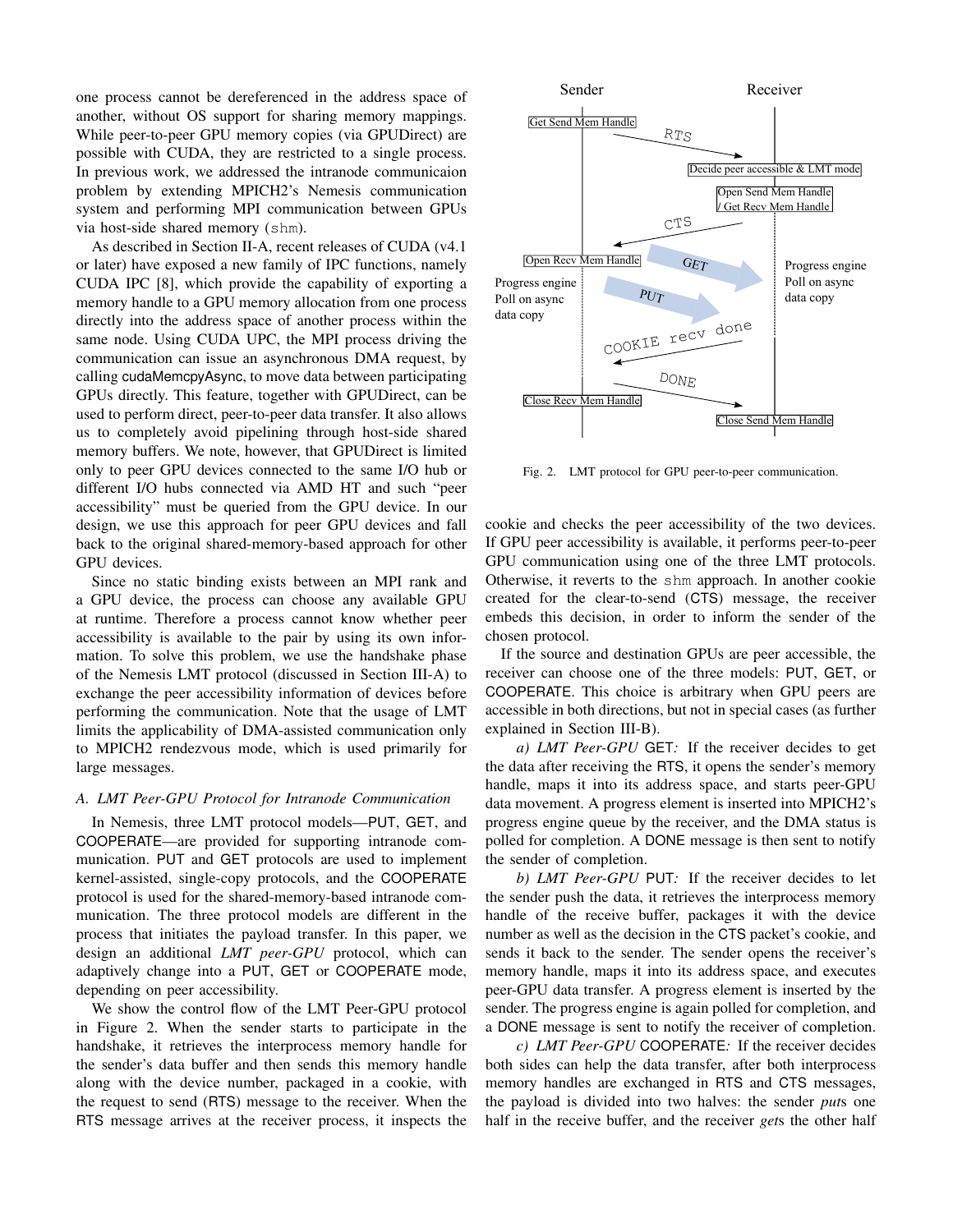one process cannot be dereferenced in the address space of another, without OS support for sharing memory mappings. While peer-to-peer GPU memory copies (via GPUDirect) are possible with CUDA, they are restricted to a single process. In previous work, we addressed the intranode communicaion problem by extending MPICH2's Nemesis communication system and performing MPI communication between GPUs via host-side shared memory (shm).

As described in Section II-A, recent releases of CUDA (v4.1 or later) have exposed a new family of IPC functions, namely CUDA IPC [8], which provide the capability of exporting a memory handle to a GPU memory allocation from one process directly into the address space of another process within the same node. Using CUDA UPC, the MPI process driving the communication can issue an asynchronous DMA request, by calling cudaMemcpyAsync, to move data between participating GPUs directly. This feature, together with GPUDirect, can be used to perform direct, peer-to-peer data transfer. It also allows us to completely avoid pipelining through host-side shared memory buffers. We note, however, that GPUDirect is limited only to peer GPU devices connected to the same I/O hub or different I/O hubs connected via AMD HT and such "peer accessibility" must be queried from the GPU device. In our design, we use this approach for peer GPU devices and fall back to the original shared-memory-based approach for other GPU devices.

Since no static binding exists between an MPI rank and a GPU device, the process can choose any available GPU at runtime. Therefore a process cannot know whether peer accessibility is available to the pair by using its own information. To solve this problem, we use the handshake phase of the Nemesis LMT protocol (discussed in Section III-A) to exchange the peer accessibility information of devices before performing the communication. Note that the usage of LMT limits the applicability of DMA-assisted communication only to MPICH2 rendezvous mode, which is used primarily for large messages.

### A. LMT Peer-GPU Protocol for Intranode Communication

In Nemesis, three LMT protocol models—PUT, GET, and COOPERATE—are provided for supporting intranode communication. PUT and GET protocols are used to implement kernel-assisted, single-copy protocols, and the COOPERATE protocol is used for the shared-memory-based intranode communication. The three protocol models are different in the process that initiates the payload transfer. In this paper, we design an additional *LMT peer-GPU* protocol, which can adaptively change into a PUT, GET or COOPERATE mode, depending on peer accessibility.

We show the control flow of the LMT Peer-GPU protocol in Figure 2. When the sender starts to participate in the handshake, it retrieves the interprocess memory handle for the sender's data buffer and then sends this memory handle along with the device number, packaged in a cookie, with the request to send (RTS) message to the receiver. When the RTS message arrives at the receiver process, it inspects the cookie and checks the peer accessibility of the two devices. If GPU peer accessibility is available, it performs peer-to-peer GPU communication using one of the three LMT protocols. Otherwise, it reverts to the shm approach. In another cookie created for the clear-to-send (CTS) message, the receiver embeds this decision, in order to inform the sender of the chosen protocol.

Sender
Receiver
Get Send Mem Handle
RTS
Decide peer accessible & LMT mode
Open Send Mem Handle / Get Recv Mem Handle
CTS
Open Recv Mem Handle
GET
PUT
Progress engine Poll on async data copy
Progress engine Poll on async data copy
COOKIE recv done
DONE
Close Recv Mem Handle
Close Send Mem Handle

Fig. 2. LMT protocol for GPU peer-to-peer communication.

If the source and destination GPUs are peer accessible, the receiver can choose one of the three models: PUT, GET, or COOPERATE. This choice is arbitrary when GPU peers are accessible in both directions, but not in special cases (as further explained in Section III-B).

*a) LMT Peer-GPU* GET*:* If the receiver decides to get the data after receiving the RTS, it opens the sender's memory handle, maps it into its address space, and starts peer-GPU data movement. A progress element is inserted into MPICH2's progress engine queue by the receiver, and the DMA status is polled for completion. A DONE message is then sent to notify the sender of completion.

*b) LMT Peer-GPU* PUT*:* If the receiver decides to let the sender push the data, it retrieves the interprocess memory handle of the receive buffer, packages it with the device number as well as the decision in the CTS packet's cookie, and sends it back to the sender. The sender opens the receiver's memory handle, maps it into its address space, and executes peer-GPU data transfer. A progress element is inserted by the sender. The progress engine is again polled for completion, and a DONE message is sent to notify the receiver of completion.

*c) LMT Peer-GPU* COOPERATE*:* If the receiver decides both sides can help the data transfer, after both interprocess memory handles are exchanged in RTS and CTS messages, the payload is divided into two halves: the sender *put*s one half in the receive buffer, and the receiver *get*s the other half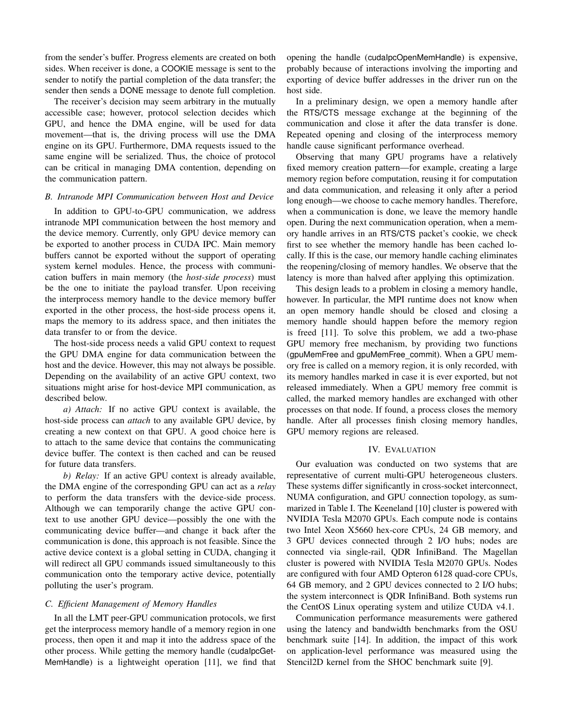from the sender's buffer. Progress elements are created on both sides. When receiver is done, a COOKIE message is sent to the sender to notify the partial completion of the data transfer; the sender then sends a DONE message to denote full completion.

The receiver's decision may seem arbitrary in the mutually accessible case; however, protocol selection decides which GPU, and hence the DMA engine, will be used for data movement—that is, the driving process will use the DMA engine on its GPU. Furthermore, DMA requests issued to the same engine will be serialized. Thus, the choice of protocol can be critical in managing DMA contention, depending on the communication pattern.

### B. Intranode MPI Communication between Host and Device

In addition to GPU-to-GPU communication, we address intranode MPI communication between the host memory and the device memory. Currently, only GPU device memory can be exported to another process in CUDA IPC. Main memory buffers cannot be exported without the support of operating system kernel modules. Hence, the process with communication buffers in main memory (the *host-side process*) must be the one to initiate the payload transfer. Upon receiving the interprocess memory handle to the device memory buffer exported in the other process, the host-side process opens it, maps the memory to its address space, and then initiates the data transfer to or from the device.

The host-side process needs a valid GPU context to request the GPU DMA engine for data communication between the host and the device. However, this may not always be possible. Depending on the availability of an active GPU context, two situations might arise for host-device MPI communication, as described below.

*a) Attach:* If no active GPU context is available, the host-side process can *attach* to any available GPU device, by creating a new context on that GPU. A good choice here is to attach to the same device that contains the communicating device buffer. The context is then cached and can be reused for future data transfers.

*b) Relay:* If an active GPU context is already available, the DMA engine of the corresponding GPU can act as a *relay* to perform the data transfers with the device-side process. Although we can temporarily change the active GPU context to use another GPU device—possibly the one with the communicating device buffer—and change it back after the communication is done, this approach is not feasible. Since the active device context is a global setting in CUDA, changing it will redirect all GPU commands issued simultaneously to this communication onto the temporary active device, potentially polluting the user's program.

### C. Efficient Management of Memory Handles

In all the LMT peer-GPU communication protocols, we first get the interprocess memory handle of a memory region in one process, then open it and map it into the address space of the other process. While getting the memory handle (cudaIpcGetMemHandle) is a lightweight operation [11], we find that opening the handle (cudaIpcOpenMemHandle) is expensive, probably because of interactions involving the importing and exporting of device buffer addresses in the driver run on the host side.

In a preliminary design, we open a memory handle after the RTS/CTS message exchange at the beginning of the communication and close it after the data transfer is done. Repeated opening and closing of the interprocess memory handle cause significant performance overhead.

Observing that many GPU programs have a relatively fixed memory creation pattern—for example, creating a large memory region before computation, reusing it for computation and data communication, and releasing it only after a period long enough—we choose to cache memory handles. Therefore, when a communication is done, we leave the memory handle open. During the next communication operation, when a memory handle arrives in an RTS/CTS packet's cookie, we check first to see whether the memory handle has been cached locally. If this is the case, our memory handle caching eliminates the reopening/closing of memory handles. We observe that the latency is more than halved after applying this optimization.

This design leads to a problem in closing a memory handle, however. In particular, the MPI runtime does not know when an open memory handle should be closed and closing a memory handle should happen before the memory region is freed [11]. To solve this problem, we add a two-phase GPU memory free mechanism, by providing two functions (gpuMemFree and gpuMemFree_commit). When a GPU memory free is called on a memory region, it is only recorded, with its memory handles marked in case it is ever exported, but not released immediately. When a GPU memory free commit is called, the marked memory handles are exchanged with other processes on that node. If found, a process closes the memory handle. After all processes finish closing memory handles, GPU memory regions are released.

## IV. Evaluation

Our evaluation was conducted on two systems that are representative of current multi-GPU heterogeneous clusters. These systems differ significantly in cross-socket interconnect, NUMA configuration, and GPU connection topology, as summarized in Table I. The Keeneland [10] cluster is powered with NVIDIA Tesla M2070 GPUs. Each compute node is contains two Intel Xeon X5660 hex-core CPUs, 24 GB memory, and 3 GPU devices connected through 2 I/O hubs; nodes are connected via single-rail, QDR InfiniBand. The Magellan cluster is powered with NVIDIA Tesla M2070 GPUs. Nodes are configured with four AMD Opteron 6128 quad-core CPUs, 64 GB memory, and 2 GPU devices connected to 2 I/O hubs; the system interconnect is QDR InfiniBand. Both systems run the CentOS Linux operating system and utilize CUDA v4.1.

Communication performance measurements were gathered using the latency and bandwidth benchmarks from the OSU benchmark suite [14]. In addition, the impact of this work on application-level performance was measured using the Stencil2D kernel from the SHOC benchmark suite [9].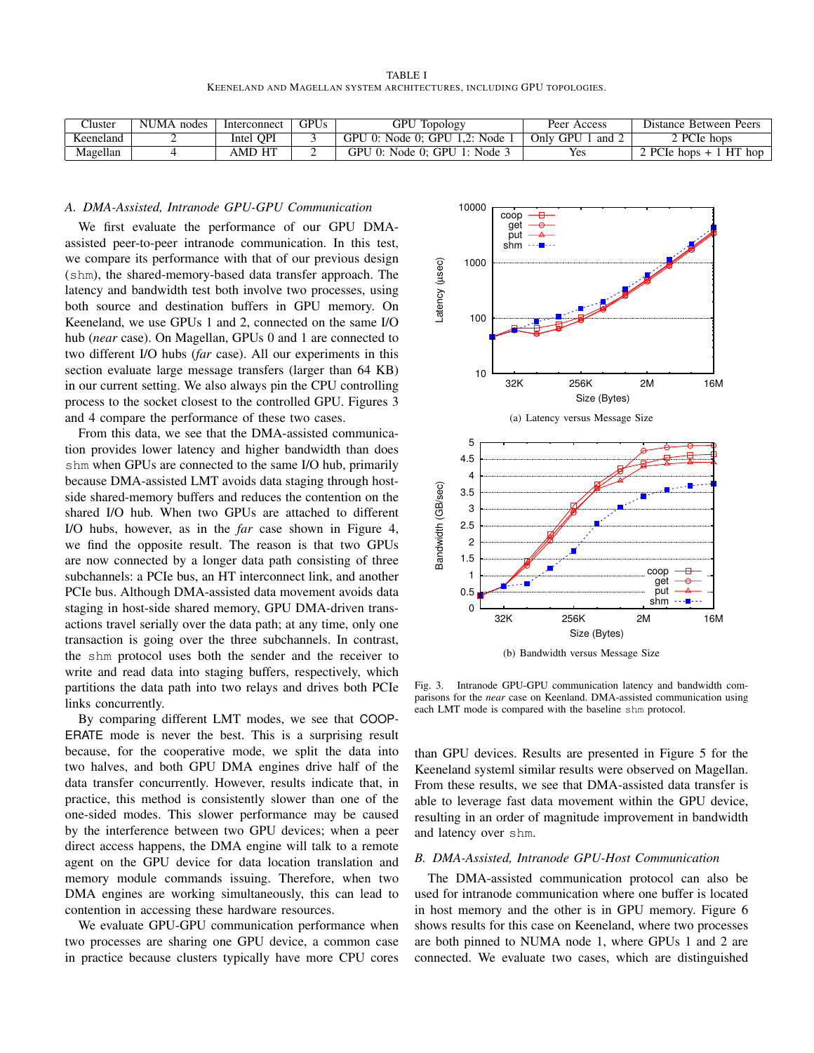TABLE I
KEENELAND AND MAGELLAN SYSTEM ARCHITECTURES, INCLUDING GPU TOPOLOGIES.

| Cluster | NUMA nodes | Interconnect | GPUs | GPU Topology | Peer Access | Distance Between Peers |
|---|---|---|---|---|---|---|
| Keeneland | 2 | Intel QPI | 3 | GPU 0: Node 0; GPU 1,2: Node 1 | Only GPU 1 and 2 | 2 PCIe hops |
| Magellan | 4 | AMD HT | 2 | GPU 0: Node 0; GPU 1: Node 3 | Yes | 2 PCIe hops + 1 HT hop |

### A. DMA-Assisted, Intranode GPU-GPU Communication

We first evaluate the performance of our GPU DMA-assisted peer-to-peer intranode communication. In this test, we compare its performance with that of our previous design (shm), the shared-memory-based data transfer approach. The latency and bandwidth test both involve two processes, using both source and destination buffers in GPU memory. On Keeneland, we use GPUs 1 and 2, connected on the same I/O hub (*near* case). On Magellan, GPUs 0 and 1 are connected to two different I/O hubs (*far* case). All our experiments in this section evaluate large message transfers (larger than 64 KB) in our current setting. We also always pin the CPU controlling process to the socket closest to the controlled GPU. Figures 3 and 4 compare the performance of these two cases.

From this data, we see that the DMA-assisted communication provides lower latency and higher bandwidth than does shm when GPUs are connected to the same I/O hub, primarily because DMA-assisted LMT avoids data staging through host-side shared-memory buffers and reduces the contention on the shared I/O hub. When two GPUs are attached to different I/O hubs, however, as in the *far* case shown in Figure 4, we find the opposite result. The reason is that two GPUs are now connected by a longer data path consisting of three subchannels: a PCIe bus, an HT interconnect link, and another PCIe bus. Although DMA-assisted data movement avoids data staging in host-side shared memory, GPU DMA-driven transactions travel serially over the data path; at any time, only one transaction is going over the three subchannels. In contrast, the shm protocol uses both the sender and the receiver to write and read data into staging buffers, respectively, which partitions the data path into two relays and drives both PCIe links concurrently.

By comparing different LMT modes, we see that COOPERATE mode is never the best. This is a surprising result because, for the cooperative mode, we split the data into two halves, and both GPU DMA engines drive half of the data transfer concurrently. However, results indicate that, in practice, this method is consistently slower than one of the one-sided modes. This slower performance may be caused by the interference between two GPU devices; when a peer direct access happens, the DMA engine will talk to a remote agent on the GPU device for data location translation and memory module commands issuing. Therefore, when two DMA engines are working simultaneously, this can lead to contention in accessing these hardware resources.

We evaluate GPU-GPU communication performance when two processes are sharing one GPU device, a common case in practice because clusters typically have more CPU cores

10000
1000
100
10
Latency (μsec)
32K
256K
2M
16M
Size (Bytes)
coop
get
put
shm

(a) Latency versus Message Size

5
4.5
4
3.5
3
2.5
2
1.5
1
0.5
0
Bandwidth (GB/sec)
32K
256K
2M
16M
Size (Bytes)
coop
get
put
shm

(b) Bandwidth versus Message Size

Fig. 3. Intranode GPU-GPU communication latency and bandwidth comparisons for the *near* case on Keeneland. DMA-assisted communication using each LMT mode is compared with the baseline shm protocol.

than GPU devices. Results are presented in Figure 5 for the Keeneland systeml similar results were observed on Magellan. From these results, we see that DMA-assisted data transfer is able to leverage fast data movement within the GPU device, resulting in an order of magnitude improvement in bandwidth and latency over shm.

### B. DMA-Assisted, Intranode GPU-Host Communication

The DMA-assisted communication protocol can also be used for intranode communication where one buffer is located in host memory and the other is in GPU memory. Figure 6 shows results for this case on Keeneland, where two processes are both pinned to NUMA node 1, where GPUs 1 and 2 are connected. We evaluate two cases, which are distinguished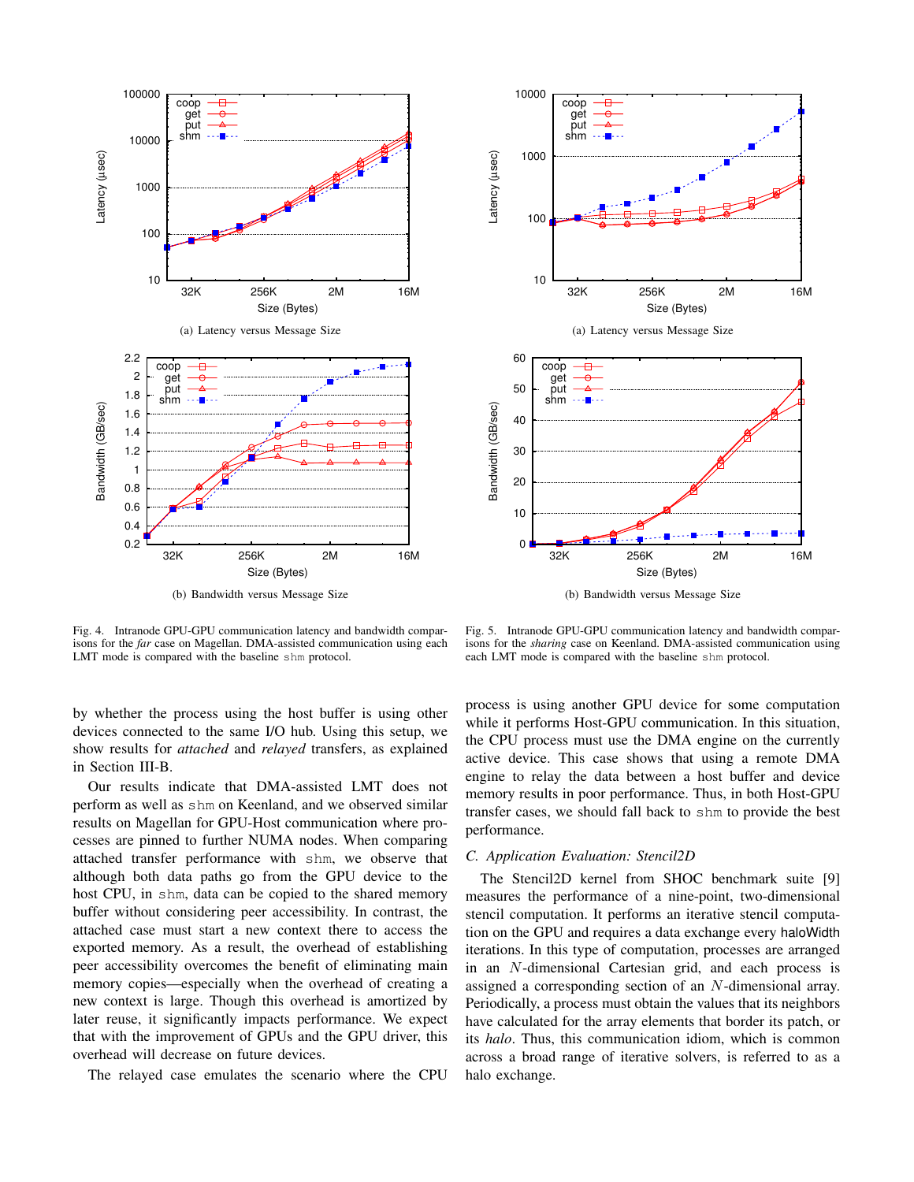Latency (µsec)

100000
10000
1000
100
10

coop
get
put
shm

32K 256K 2M 16M

Size (Bytes)

(a) Latency versus Message Size

Bandwidth (GB/sec)

2.2
2
1.8
1.6
1.4
1.2
1
0.8
0.6
0.4
0.2

coop
get
put
shm

32K 256K 2M 16M

Size (Bytes)

(b) Bandwidth versus Message Size

Fig. 4. Intranode GPU-GPU communication latency and bandwidth comparisons for the *far* case on Magellan. DMA-assisted communication using each LMT mode is compared with the baseline shm protocol.

Latency (µsec)

10000
1000
100
10

coop
get
put
shm

32K 256K 2M 16M

Size (Bytes)

(a) Latency versus Message Size

Bandwidth (GB/sec)

60
50
40
30
20
10
0

coop
get
put
shm

32K 256K 2M 16M

Size (Bytes)

(b) Bandwidth versus Message Size

Fig. 5. Intranode GPU-GPU communication latency and bandwidth comparisons for the *sharing* case on Keenland. DMA-assisted communication using each LMT mode is compared with the baseline shm protocol.

by whether the process using the host buffer is using other devices connected to the same I/O hub. Using this setup, we show results for *attached* and *relayed* transfers, as explained in Section III-B.

Our results indicate that DMA-assisted LMT does not perform as well as shm on Keenland, and we observed similar results on Magellan for GPU-Host communication where processes are pinned to further NUMA nodes. When comparing attached transfer performance with shm, we observe that although both data paths go from the GPU device to the host CPU, in shm, data can be copied to the shared memory buffer without considering peer accessibility. In contrast, the attached case must start a new context there to access the exported memory. As a result, the overhead of establishing peer accessibility overcomes the benefit of eliminating main memory copies—especially when the overhead of creating a new context is large. Though this overhead is amortized by later reuse, it significantly impacts performance. We expect that with the improvement of GPUs and the GPU driver, this overhead will decrease on future devices.

The relayed case emulates the scenario where the CPU process is using another GPU device for some computation while it performs Host-GPU communication. In this situation, the CPU process must use the DMA engine on the currently active device. This case shows that using a remote DMA engine to relay the data between a host buffer and device memory results in poor performance. Thus, in both Host-GPU transfer cases, we should fall back to shm to provide the best performance.

### C. Application Evaluation: Stencil2D

The Stencil2D kernel from SHOC benchmark suite [9] measures the performance of a nine-point, two-dimensional stencil computation. It performs an iterative stencil computation on the GPU and requires a data exchange every haloWidth iterations. In this type of computation, processes are arranged in an $N$-dimensional Cartesian grid, and each process is assigned a corresponding section of an $N$-dimensional array. Periodically, a process must obtain the values that its neighbors have calculated for the array elements that border its patch, or its *halo*. Thus, this communication idiom, which is common across a broad range of iterative solvers, is referred to as a halo exchange.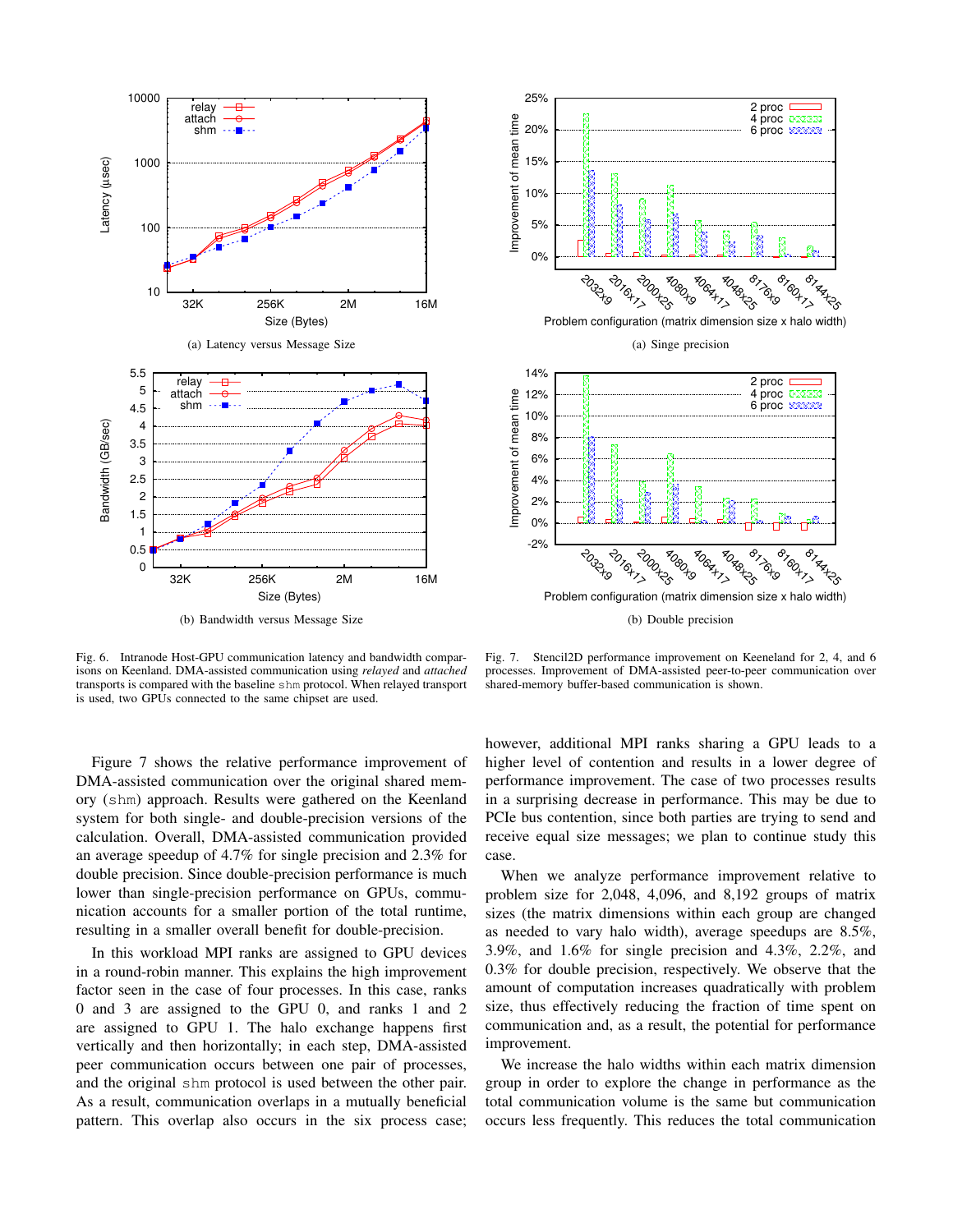(a) Latency versus Message Size

(b) Bandwidth versus Message Size

Fig. 6. Intranode Host-GPU communication latency and bandwidth comparisons on Keenland. DMA-assisted communication using *relayed* and *attached* transports is compared with the baseline `shm` protocol. When relayed transport is used, two GPUs connected to the same chipset are used.

(a) Singe precision

(b) Double precision

Fig. 7. Stencil2D performance improvement on Keeneland for 2, 4, and 6 processes. Improvement of DMA-assisted peer-to-peer communication over shared-memory buffer-based communication is shown.

Figure 7 shows the relative performance improvement of DMA-assisted communication over the original shared memory (`shm`) approach. Results were gathered on the Keenland system for both single- and double-precision versions of the calculation. Overall, DMA-assisted communication provided an average speedup of 4.7% for single precision and 2.3% for double precision. Since double-precision performance is much lower than single-precision performance on GPUs, communication accounts for a smaller portion of the total runtime, resulting in a smaller overall benefit for double-precision.

In this workload MPI ranks are assigned to GPU devices in a round-robin manner. This explains the high improvement factor seen in the case of four processes. In this case, ranks 0 and 3 are assigned to the GPU 0, and ranks 1 and 2 are assigned to GPU 1. The halo exchange happens first vertically and then horizontally; in each step, DMA-assisted peer communication occurs between one pair of processes, and the original `shm` protocol is used between the other pair. As a result, communication overlaps in a mutually beneficial pattern. This overlap also occurs in the six process case; however, additional MPI ranks sharing a GPU leads to a higher level of contention and results in a lower degree of performance improvement. The case of two processes results in a surprising decrease in performance. This may be due to PCIe bus contention, since both parties are trying to send and receive equal size messages; we plan to continue study this case.

When we analyze performance improvement relative to problem size for 2,048, 4,096, and 8,192 groups of matrix sizes (the matrix dimensions within each group are changed as needed to vary halo width), average speedups are 8.5%, 3.9%, and 1.6% for single precision and 4.3%, 2.2%, and 0.3% for double precision, respectively. We observe that the amount of computation increases quadratically with problem size, thus effectively reducing the fraction of time spent on communication and, as a result, the potential for performance improvement.

We increase the halo widths within each matrix dimension group in order to explore the change in performance as the total communication volume is the same but communication occurs less frequently. This reduces the total communication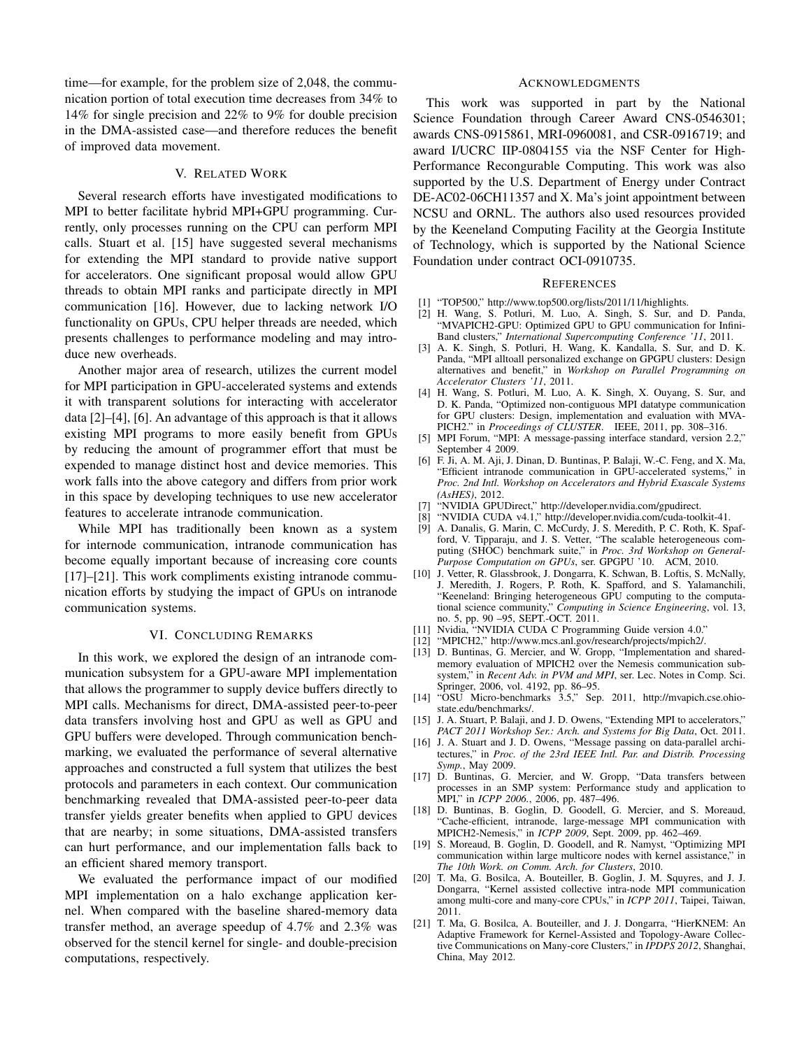time—for example, for the problem size of 2,048, the communication portion of total execution time decreases from 34% to 14% for single precision and 22% to 9% for double precision in the DMA-assisted case—and therefore reduces the benefit of improved data movement.

## V. Related Work

Several research efforts have investigated modifications to MPI to better facilitate hybrid MPI+GPU programming. Currently, only processes running on the CPU can perform MPI calls. Stuart et al. [15] have suggested several mechanisms for extending the MPI standard to provide native support for accelerators. One significant proposal would allow GPU threads to obtain MPI ranks and participate directly in MPI communication [16]. However, due to lacking network I/O functionality on GPUs, CPU helper threads are needed, which presents challenges to performance modeling and may introduce new overheads.

Another major area of research, utilizes the current model for MPI participation in GPU-accelerated systems and extends it with transparent solutions for interacting with accelerator data [2]–[4], [6]. An advantage of this approach is that it allows existing MPI programs to more easily benefit from GPUs by reducing the amount of programmer effort that must be expended to manage distinct host and device memories. This work falls into the above category and differs from prior work in this space by developing techniques to use new accelerator features to accelerate intranode communication.

While MPI has traditionally been known as a system for internode communication, intranode communication has become equally important because of increasing core counts [17]–[21]. This work compliments existing intranode communication efforts by studying the impact of GPUs on intranode communication systems.

## VI. Concluding Remarks

In this work, we explored the design of an intranode communication subsystem for a GPU-aware MPI implementation that allows the programmer to supply device buffers directly to MPI calls. Mechanisms for direct, DMA-assisted peer-to-peer data transfers involving host and GPU as well as GPU and GPU buffers were developed. Through communication benchmarking, we evaluated the performance of several alternative approaches and constructed a full system that utilizes the best protocols and parameters in each context. Our communication benchmarking revealed that DMA-assisted peer-to-peer data transfer yields greater benefits when applied to GPU devices that are nearby; in some situations, DMA-assisted transfers can hurt performance, and our implementation falls back to an efficient shared memory transport.

We evaluated the performance impact of our modified MPI implementation on a halo exchange application kernel. When compared with the baseline shared-memory data transfer method, an average speedup of 4.7% and 2.3% was observed for the stencil kernel for single- and double-precision computations, respectively.

## Acknowledgments

This work was supported in part by the National Science Foundation through Career Award CNS-0546301; awards CNS-0915861, MRI-0960081, and CSR-0916719; and award I/UCRC IIP-0804155 via the NSF Center for High-Performance Recongurable Computing. This work was also supported by the U.S. Department of Energy under Contract DE-AC02-06CH11357 and X. Ma's joint appointment between NCSU and ORNL. The authors also used resources provided by the Keeneland Computing Facility at the Georgia Institute of Technology, which is supported by the National Science Foundation under contract OCI-0910735.

## References

[1] "TOP500," http://www.top500.org/lists/2011/11/highlights.

[2] H. Wang, S. Potluri, M. Luo, A. Singh, S. Sur, and D. Panda, "MVAPICH2-GPU: Optimized GPU to GPU communication for InfiniBand clusters," *International Supercomputing Conference '11*, 2011.

[3] A. K. Singh, S. Potluri, H. Wang, K. Kandalla, S. Sur, and D. K. Panda, "MPI alltoall personalized exchange on GPGPU clusters: Design alternatives and benefit," in *Workshop on Parallel Programming on Accelerator Clusters '11*, 2011.

[4] H. Wang, S. Potluri, M. Luo, A. K. Singh, X. Ouyang, S. Sur, and D. K. Panda, "Optimized non-contiguous MPI datatype communication for GPU clusters: Design, implementation and evaluation with MVAPICH2." in *Proceedings of CLUSTER*. IEEE, 2011, pp. 308–316.

[5] MPI Forum, "MPI: A message-passing interface standard, version 2.2," September 4 2009.

[6] F. Ji, A. M. Aji, J. Dinan, D. Buntinas, P. Balaji, W.-C. Feng, and X. Ma, "Efficient intranode communication in GPU-accelerated systems," in *Proc. 2nd Intl. Workshop on Accelerators and Hybrid Exascale Systems (AsHES)*, 2012.

[7] "NVIDIA GPUDirect," http://developer.nvidia.com/gpudirect.

[8] "NVIDIA CUDA v4.1," http://developer.nvidia.com/cuda-toolkit-41.

[9] A. Danalis, G. Marin, C. McCurdy, J. S. Meredith, P. C. Roth, K. Spafford, V. Tipparaju, and J. S. Vetter, "The scalable heterogeneous computing (SHOC) benchmark suite," in *Proc. 3rd Workshop on General-Purpose Computation on GPUs*, ser. GPGPU '10. ACM, 2010.

[10] J. Vetter, R. Glassbrook, J. Dongarra, K. Schwan, B. Loftis, S. McNally, J. Meredith, J. Rogers, P. Roth, K. Spafford, and S. Yalamanchili, "Keeneland: Bringing heterogeneous GPU computing to the computational science community," *Computing in Science Engineering*, vol. 13, no. 5, pp. 90 –95, SEPT.-OCT. 2011.

[11] Nvidia, "NVIDIA CUDA C Programming Guide version 4.0."

[12] "MPICH2," http://www.mcs.anl.gov/research/projects/mpich2/.

[13] D. Buntinas, G. Mercier, and W. Gropp, "Implementation and shared-memory evaluation of MPICH2 over the Nemesis communication subsystem," in *Recent Adv. in PVM and MPI*, ser. Lec. Notes in Comp. Sci. Springer, 2006, vol. 4192, pp. 86–95.

[14] "OSU Micro-benchmarks 3.5," Sep. 2011, http://mvapich.cse.ohio-state.edu/benchmarks/.

[15] J. A. Stuart, P. Balaji, and J. D. Owens, "Extending MPI to accelerators," *PACT 2011 Workshop Ser.: Arch. and Systems for Big Data*, Oct. 2011.

[16] J. A. Stuart and J. D. Owens, "Message passing on data-parallel architectures," in *Proc. of the 23rd IEEE Intl. Par. and Distrib. Processing Symp.*, May 2009.

[17] D. Buntinas, G. Mercier, and W. Gropp, "Data transfers between processes in an SMP system: Performance study and application to MPI," in *ICPP 2006.*, 2006, pp. 487–496.

[18] D. Buntinas, B. Goglin, D. Goodell, G. Mercier, and S. Moreaud, "Cache-efficient, intranode, large-message MPI communication with MPICH2-Nemesis," in *ICPP 2009*, Sept. 2009, pp. 462–469.

[19] S. Moreaud, B. Goglin, D. Goodell, and R. Namyst, "Optimizing MPI communication within large multicore nodes with kernel assistance," in *The 10th Work. on Comm. Arch. for Clusters*, 2010.

[20] T. Ma, G. Bosilca, A. Bouteiller, B. Goglin, J. M. Squyres, and J. J. Dongarra, "Kernel assisted collective intra-node MPI communication among multi-core and many-core CPUs," in *ICPP 2011*, Taipei, Taiwan, 2011.

[21] T. Ma, G. Bosilca, A. Bouteiller, and J. J. Dongarra, "HierKNEM: An Adaptive Framework for Kernel-Assisted and Topology-Aware Collective Communications on Many-core Clusters," in *IPDPS 2012*, Shanghai, China, May 2012.